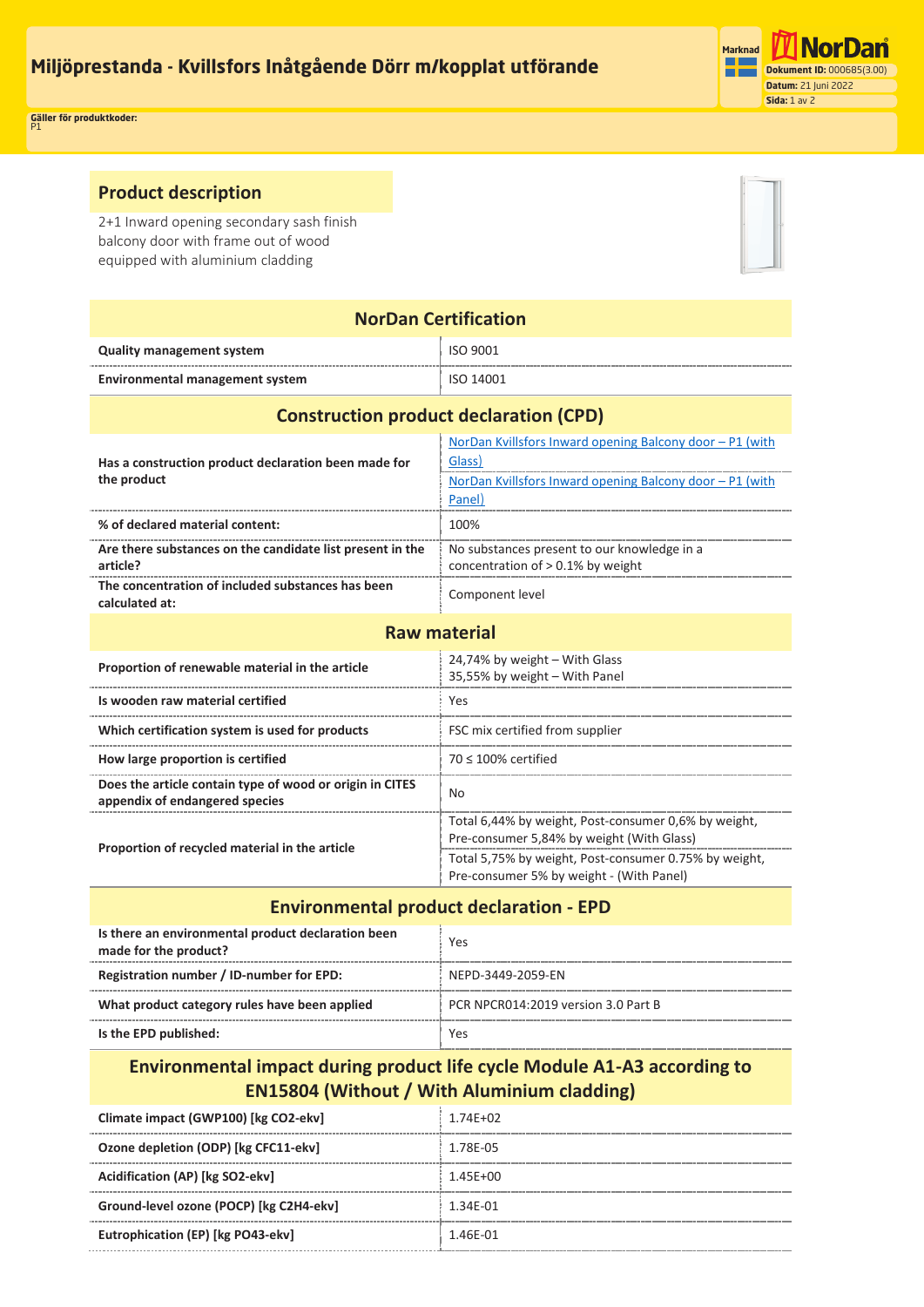# Miljöprestanda - Kvillsfors Inåtgående Dörr m/kopplat utförande

Marknad

**Dokument ID:** 000685(3.00)
**Datum:** 21 Juni 2022

**Gäller för produktkoder:**
P1

## Product description

2+1 Inward opening secondary sash finish balcony door with frame out of wood equipped with aluminium cladding

| NorDan Certification | |
|---|---|
| **Quality management system** | ISO 9001 |
| **Environmental management system** | ISO 14001 |
| **Construction product declaration (CPD)** | |
| **Has a construction product declaration been made for the product** | [NorDan Kvillsfors Inward opening Balcony door – P1 (with Glass)] [NorDan Kvillsfors Inward opening Balcony door – P1 (with Panel)] |
| **% of declared material content:** | 100% |
| **Are there substances on the candidate list present in the article?** | No substances present to our knowledge in a concentration of > 0.1% by weight |
| **The concentration of included substances has been calculated at:** | Component level |
| **Raw material** | |
| **Proportion of renewable material in the article** | 24,74% by weight – With Glass<br>35,55% by weight – With Panel |
| **Is wooden raw material certified** | Yes |
| **Which certification system is used for products** | FSC mix certified from supplier |
| **How large proportion is certified** | 70 ≤ 100% certified |
| **Does the article contain type of wood or origin in CITES appendix of endangered species** | No |
| **Proportion of recycled material in the article** | Total 6,44% by weight, Post-consumer 0,6% by weight, Pre-consumer 5,84% by weight (With Glass)<br>Total 5,75% by weight, Post-consumer 0.75% by weight, Pre-consumer 5% by weight - (With Panel) |
| **Environmental product declaration - EPD** | |
| **Is there an environmental product declaration been made for the product?** | Yes |
| **Registration number / ID-number for EPD:** | NEPD-3449-2059-EN |
| **What product category rules have been applied** | PCR NPCR014:2019 version 3.0 Part B |
| **Is the EPD published:** | Yes |
| **Environmental impact during product life cycle Module A1-A3 according to EN15804 (Without / With Aluminium cladding)** | |
| **Climate impact (GWP100) [kg CO2-ekv]** | 1.74E+02 |
| **Ozone depletion (ODP) [kg CFC11-ekv]** | 1.78E-05 |
| **Acidification (AP) [kg SO2-ekv]** | 1.45E+00 |
| **Ground-level ozone (POCP) [kg C2H4-ekv]** | 1.34E-01 |
| **Eutrophication (EP) [kg PO43-ekv]** | 1.46E-01 |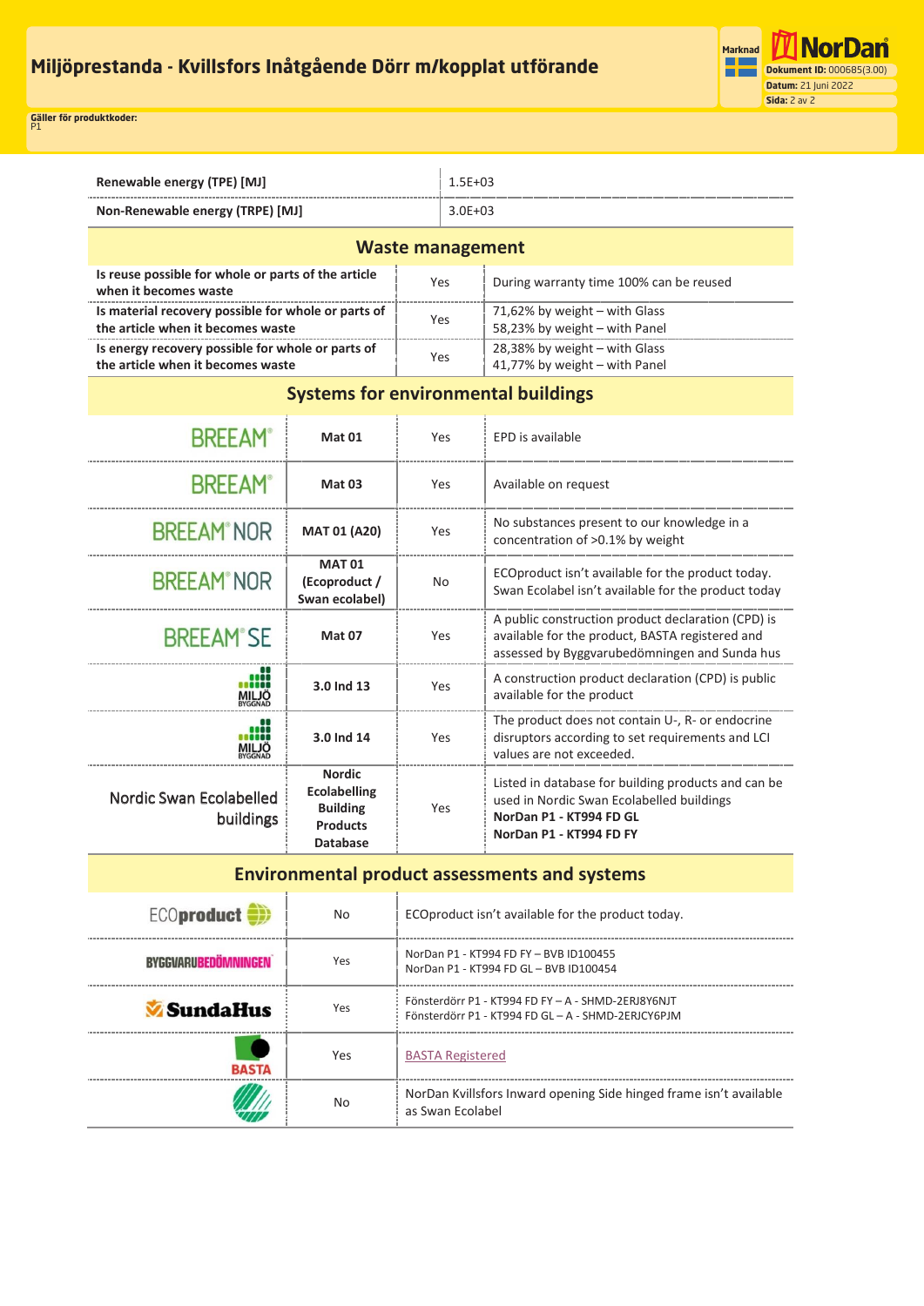# Miljöprestanda - Kvillsfors Inåtgående Dörr m/kopplat utförande

**Gäller för produktkoder:**
P1

| | |
|---|---|
| **Renewable energy (TPE) [MJ]** | 1.5E+03 |
| **Non-Renewable energy (TRPE) [MJ]** | 3.0E+03 |

## Waste management

| | | |
|---|---|---|
| **Is reuse possible for whole or parts of the article when it becomes waste** | Yes | During warranty time 100% can be reused |
| **Is material recovery possible for whole or parts of the article when it becomes waste** | Yes | 71,62% by weight – with Glass<br>58,23% by weight – with Panel |
| **Is energy recovery possible for whole or parts of the article when it becomes waste** | Yes | 28,38% by weight – with Glass<br>41,77% by weight – with Panel |

## Systems for environmental buildings

| | | | |
|---|---|---|---|
| BREEAM | **Mat 01** | Yes | EPD is available |
| BREEAM | **Mat 03** | Yes | Available on request |
| BREEAM NOR | **MAT 01 (A20)** | Yes | No substances present to our knowledge in a concentration of >0.1% by weight |
| BREEAM NOR | **MAT 01 (Ecoproduct / Swan ecolabel)** | No | ECOproduct isn't available for the product today. Swan Ecolabel isn't available for the product today |
| BREEAM SE | **Mat 07** | Yes | A public construction product declaration (CPD) is available for the product, BASTA registered and assessed by Byggvarubedömningen and Sunda hus |
| MILJÖ BYGGNAD | **3.0 Ind 13** | Yes | A construction product declaration (CPD) is public available for the product |
| MILJÖ BYGGNAD | **3.0 Ind 14** | Yes | The product does not contain U-, R- or endocrine disruptors according to set requirements and LCI values are not exceeded. |
| Nordic Swan Ecolabelled buildings | **Nordic Ecolabelling Building Products Database** | Yes | Listed in database for building products and can be used in Nordic Swan Ecolabelled buildings<br>**NorDan P1 - KT994 FD GL**<br>**NorDan P1 - KT994 FD FY** |

## Environmental product assessments and systems

| | | |
|---|---|---|
| ECOproduct | No | ECOproduct isn't available for the product today. |
| BYGGVARUBEDÖMNINGEN | Yes | NorDan P1 - KT994 FD FY – BVB ID100455<br>NorDan P1 - KT994 FD GL – BVB ID100454 |
| SundaHus | Yes | Fönsterdörr P1 - KT994 FD FY – A - SHMD-2ERJ8Y6NJT<br>Fönsterdörr P1 - KT994 FD GL – A - SHMD-2ERJCY6PJM |
| BASTA | Yes | BASTA Registered |
| | No | NorDan Kvillsfors Inward opening Side hinged frame isn't available as Swan Ecolabel |